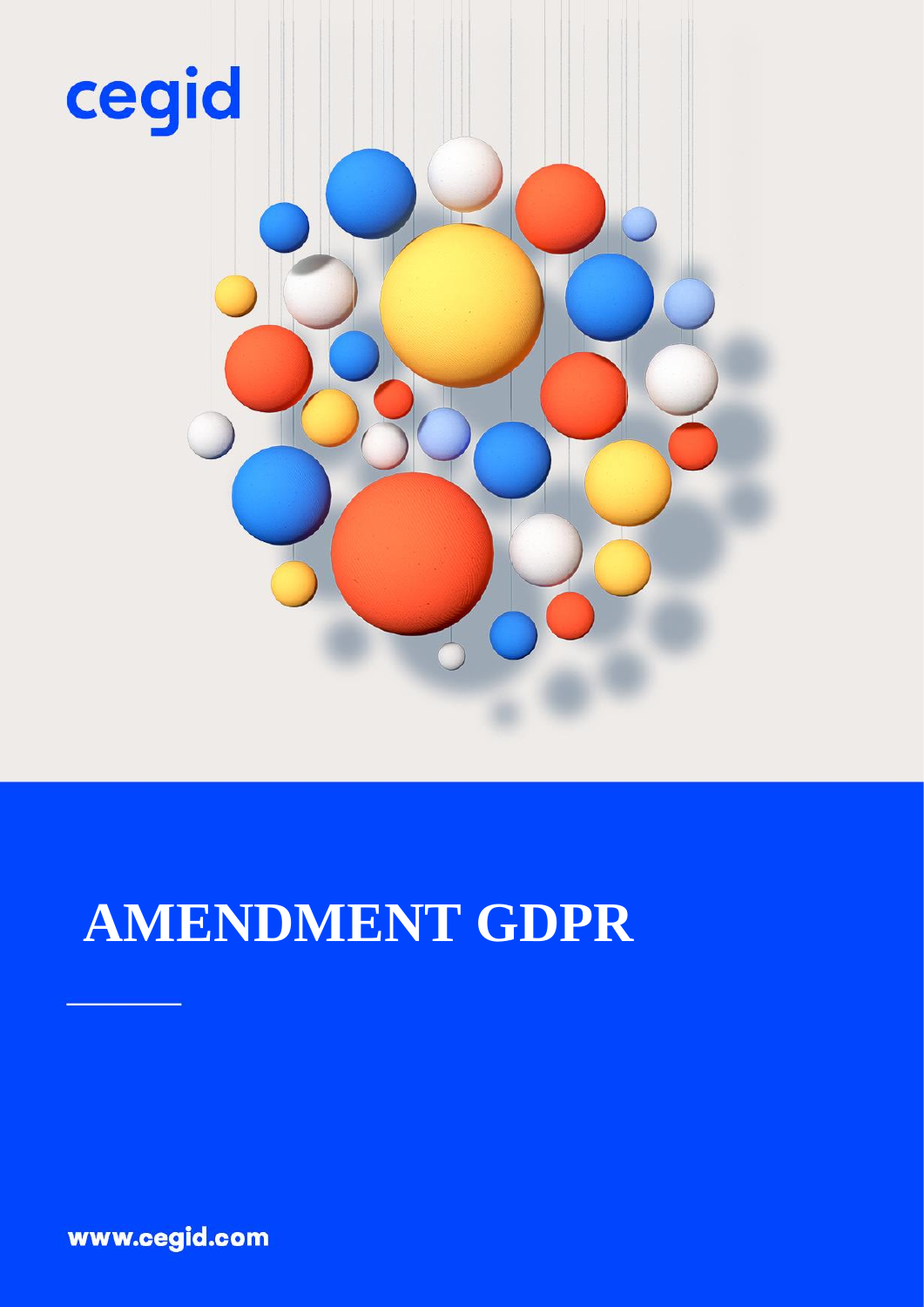cegid

# AMENDMENT GDPR

www.cegid.com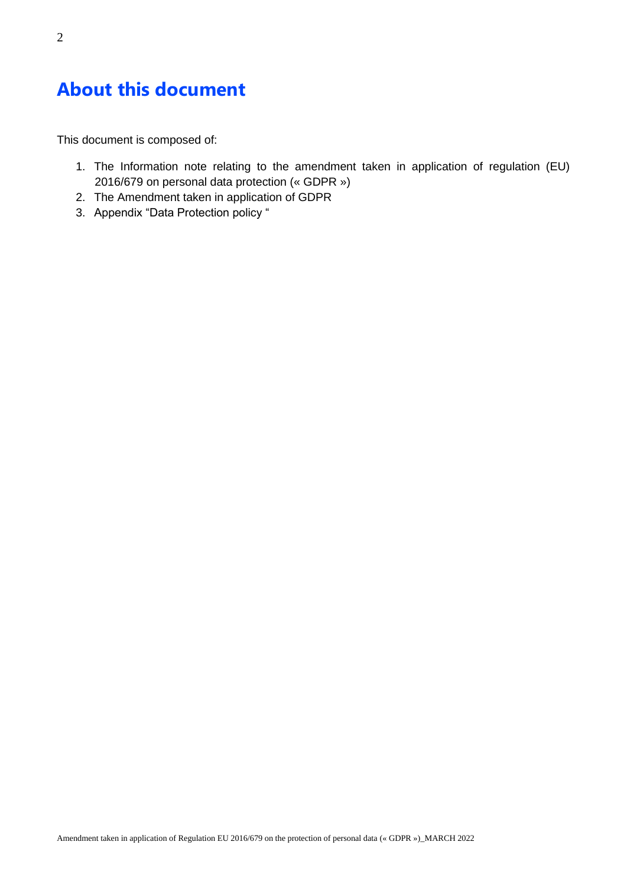# About this document

This document is composed of:

1. The Information note relating to the amendment taken in application of regulation (EU) 2016/679 on personal data protection (« GDPR »)
2. The Amendment taken in application of GDPR
3. Appendix “Data Protection policy “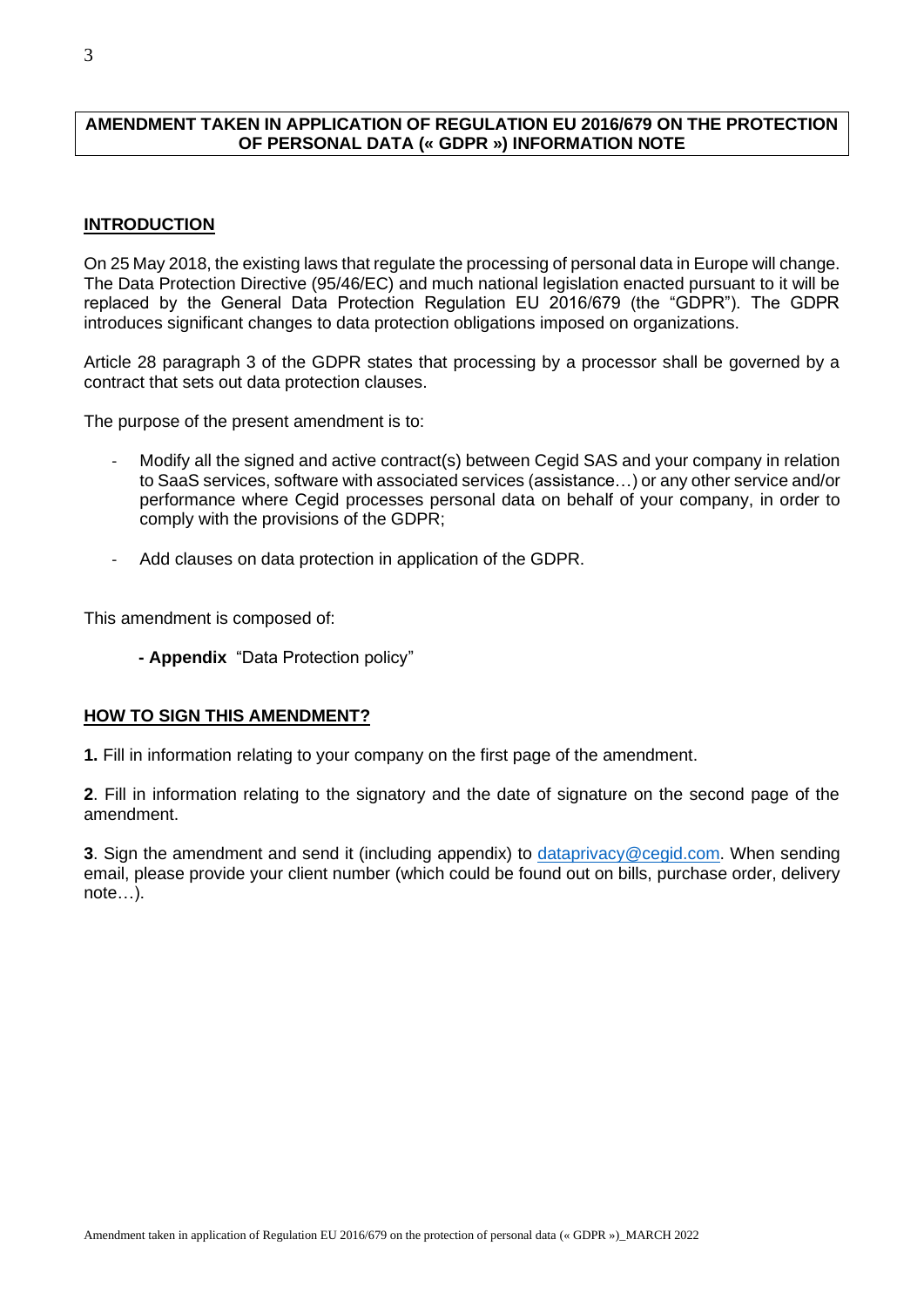**AMENDMENT TAKEN IN APPLICATION OF REGULATION EU 2016/679 ON THE PROTECTION OF PERSONAL DATA (« GDPR ») INFORMATION NOTE**

## INTRODUCTION

On 25 May 2018, the existing laws that regulate the processing of personal data in Europe will change. The Data Protection Directive (95/46/EC) and much national legislation enacted pursuant to it will be replaced by the General Data Protection Regulation EU 2016/679 (the "GDPR"). The GDPR introduces significant changes to data protection obligations imposed on organizations.

Article 28 paragraph 3 of the GDPR states that processing by a processor shall be governed by a contract that sets out data protection clauses.

The purpose of the present amendment is to:

- Modify all the signed and active contract(s) between Cegid SAS and your company in relation to SaaS services, software with associated services (assistance…) or any other service and/or performance where Cegid processes personal data on behalf of your company, in order to comply with the provisions of the GDPR;
- Add clauses on data protection in application of the GDPR.

This amendment is composed of:

**- Appendix** "Data Protection policy"

## HOW TO SIGN THIS AMENDMENT?

**1.** Fill in information relating to your company on the first page of the amendment.

**2**. Fill in information relating to the signatory and the date of signature on the second page of the amendment.

**3**. Sign the amendment and send it (including appendix) to dataprivacy@cegid.com. When sending email, please provide your client number (which could be found out on bills, purchase order, delivery note…).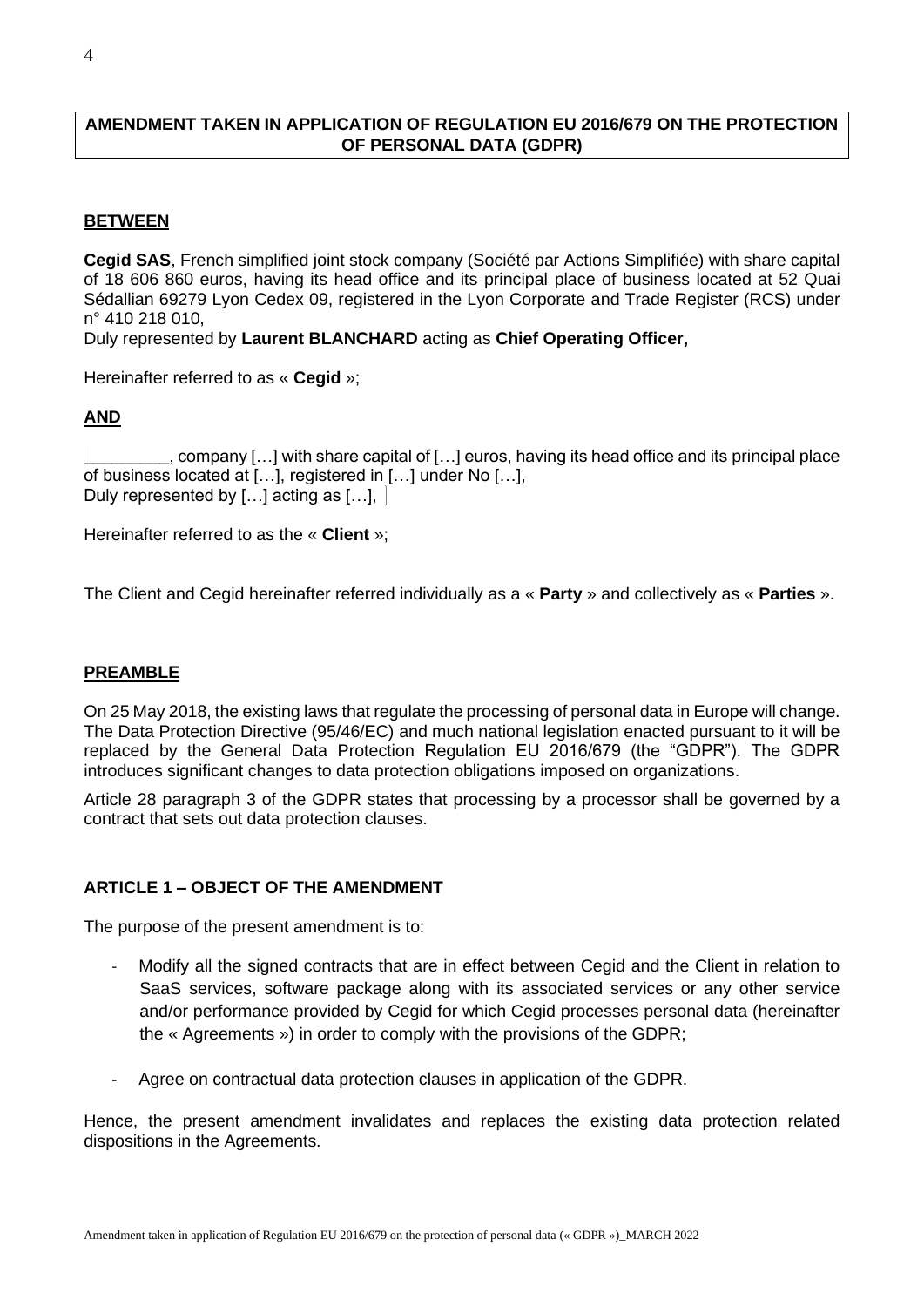# AMENDMENT TAKEN IN APPLICATION OF REGULATION EU 2016/679 ON THE PROTECTION OF PERSONAL DATA (GDPR)

## BETWEEN

**Cegid SAS**, French simplified joint stock company (Société par Actions Simplifiée) with share capital of 18 606 860 euros, having its head office and its principal place of business located at 52 Quai Sédallian 69279 Lyon Cedex 09, registered in the Lyon Corporate and Trade Register (RCS) under n° 410 218 010,
Duly represented by **Laurent BLANCHARD** acting as **Chief Operating Officer,**

Hereinafter referred to as « **Cegid** »;

## AND

________, company […] with share capital of […] euros, having its head office and its principal place of business located at […], registered in […] under No […],
Duly represented by […] acting as […],

Hereinafter referred to as the « **Client** »;

The Client and Cegid hereinafter referred individually as a « **Party** » and collectively as « **Parties** ».

## PREAMBLE

On 25 May 2018, the existing laws that regulate the processing of personal data in Europe will change. The Data Protection Directive (95/46/EC) and much national legislation enacted pursuant to it will be replaced by the General Data Protection Regulation EU 2016/679 (the "GDPR"). The GDPR introduces significant changes to data protection obligations imposed on organizations.

Article 28 paragraph 3 of the GDPR states that processing by a processor shall be governed by a contract that sets out data protection clauses.

### ARTICLE 1 – OBJECT OF THE AMENDMENT

The purpose of the present amendment is to:

- Modify all the signed contracts that are in effect between Cegid and the Client in relation to SaaS services, software package along with its associated services or any other service and/or performance provided by Cegid for which Cegid processes personal data (hereinafter the « Agreements ») in order to comply with the provisions of the GDPR;

- Agree on contractual data protection clauses in application of the GDPR.

Hence, the present amendment invalidates and replaces the existing data protection related dispositions in the Agreements.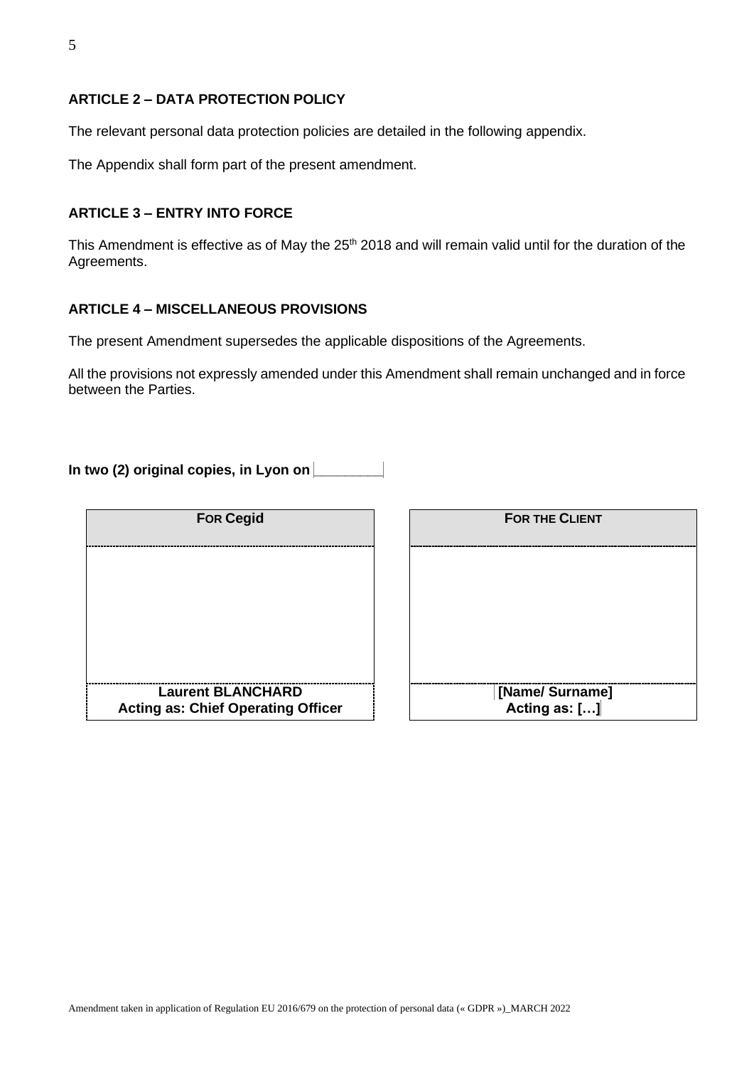## ARTICLE 2 – DATA PROTECTION POLICY

The relevant personal data protection policies are detailed in the following appendix.

The Appendix shall form part of the present amendment.

## ARTICLE 3 – ENTRY INTO FORCE

This Amendment is effective as of May the 25th 2018 and will remain valid until for the duration of the Agreements.

## ARTICLE 4 – MISCELLANEOUS PROVISIONS

The present Amendment supersedes the applicable dispositions of the Agreements.

All the provisions not expressly amended under this Amendment shall remain unchanged and in force between the Parties.

**In two (2) original copies, in Lyon on ________**

| FOR Cegid | FOR THE CLIENT |
|---|---|
| | |
| **Laurent BLANCHARD**<br>**Acting as: Chief Operating Officer** | **[Name/ Surname]**<br>**Acting as: […]** |

Amendment taken in application of Regulation EU 2016/679 on the protection of personal data (« GDPR »)_MARCH 2022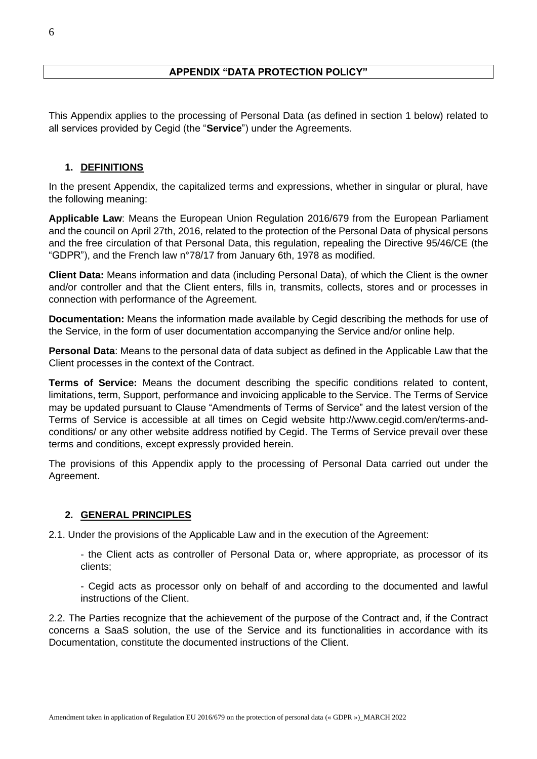# APPENDIX "DATA PROTECTION POLICY"

This Appendix applies to the processing of Personal Data (as defined in section 1 below) related to all services provided by Cegid (the "**Service**") under the Agreements.

## 1. DEFINITIONS

In the present Appendix, the capitalized terms and expressions, whether in singular or plural, have the following meaning:

**Applicable Law**: Means the European Union Regulation 2016/679 from the European Parliament and the council on April 27th, 2016, related to the protection of the Personal Data of physical persons and the free circulation of that Personal Data, this regulation, repealing the Directive 95/46/CE (the "GDPR"), and the French law n°78/17 from January 6th, 1978 as modified.

**Client Data:** Means information and data (including Personal Data), of which the Client is the owner and/or controller and that the Client enters, fills in, transmits, collects, stores and or processes in connection with performance of the Agreement.

**Documentation:** Means the information made available by Cegid describing the methods for use of the Service, in the form of user documentation accompanying the Service and/or online help.

**Personal Data**: Means to the personal data of data subject as defined in the Applicable Law that the Client processes in the context of the Contract.

**Terms of Service:** Means the document describing the specific conditions related to content, limitations, term, Support, performance and invoicing applicable to the Service. The Terms of Service may be updated pursuant to Clause "Amendments of Terms of Service" and the latest version of the Terms of Service is accessible at all times on Cegid website http://www.cegid.com/en/terms-and-conditions/ or any other website address notified by Cegid. The Terms of Service prevail over these terms and conditions, except expressly provided herein.

The provisions of this Appendix apply to the processing of Personal Data carried out under the Agreement.

## 2. GENERAL PRINCIPLES

2.1. Under the provisions of the Applicable Law and in the execution of the Agreement:

- the Client acts as controller of Personal Data or, where appropriate, as processor of its clients;

- Cegid acts as processor only on behalf of and according to the documented and lawful instructions of the Client.

2.2. The Parties recognize that the achievement of the purpose of the Contract and, if the Contract concerns a SaaS solution, the use of the Service and its functionalities in accordance with its Documentation, constitute the documented instructions of the Client.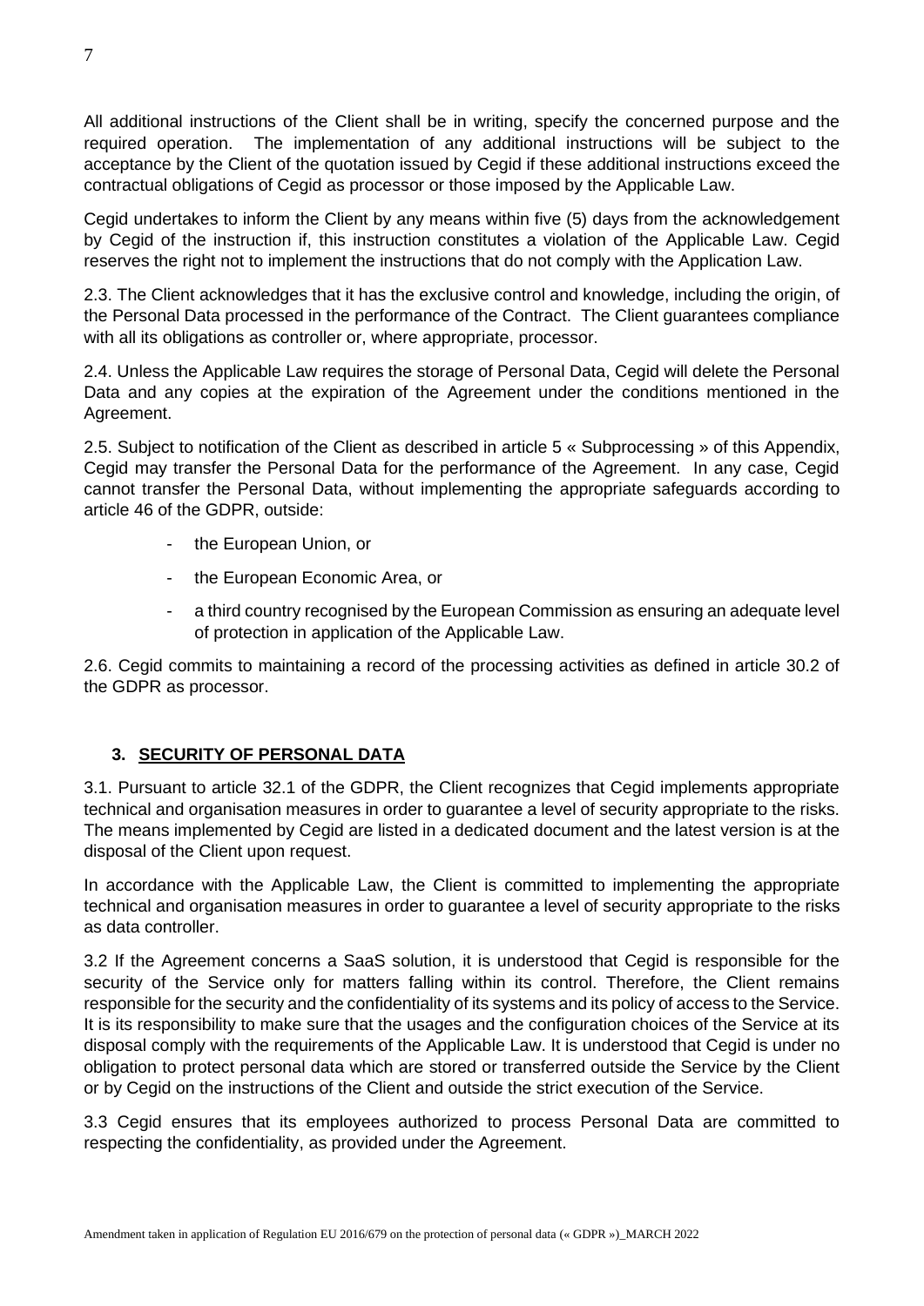All additional instructions of the Client shall be in writing, specify the concerned purpose and the required operation. The implementation of any additional instructions will be subject to the acceptance by the Client of the quotation issued by Cegid if these additional instructions exceed the contractual obligations of Cegid as processor or those imposed by the Applicable Law.

Cegid undertakes to inform the Client by any means within five (5) days from the acknowledgement by Cegid of the instruction if, this instruction constitutes a violation of the Applicable Law. Cegid reserves the right not to implement the instructions that do not comply with the Application Law.

2.3. The Client acknowledges that it has the exclusive control and knowledge, including the origin, of the Personal Data processed in the performance of the Contract. The Client guarantees compliance with all its obligations as controller or, where appropriate, processor.

2.4. Unless the Applicable Law requires the storage of Personal Data, Cegid will delete the Personal Data and any copies at the expiration of the Agreement under the conditions mentioned in the Agreement.

2.5. Subject to notification of the Client as described in article 5 « Subprocessing » of this Appendix, Cegid may transfer the Personal Data for the performance of the Agreement. In any case, Cegid cannot transfer the Personal Data, without implementing the appropriate safeguards according to article 46 of the GDPR, outside:

- the European Union, or
- the European Economic Area, or
- a third country recognised by the European Commission as ensuring an adequate level of protection in application of the Applicable Law.

2.6. Cegid commits to maintaining a record of the processing activities as defined in article 30.2 of the GDPR as processor.

## 3. SECURITY OF PERSONAL DATA

3.1. Pursuant to article 32.1 of the GDPR, the Client recognizes that Cegid implements appropriate technical and organisation measures in order to guarantee a level of security appropriate to the risks. The means implemented by Cegid are listed in a dedicated document and the latest version is at the disposal of the Client upon request.

In accordance with the Applicable Law, the Client is committed to implementing the appropriate technical and organisation measures in order to guarantee a level of security appropriate to the risks as data controller.

3.2 If the Agreement concerns a SaaS solution, it is understood that Cegid is responsible for the security of the Service only for matters falling within its control. Therefore, the Client remains responsible for the security and the confidentiality of its systems and its policy of access to the Service. It is its responsibility to make sure that the usages and the configuration choices of the Service at its disposal comply with the requirements of the Applicable Law. It is understood that Cegid is under no obligation to protect personal data which are stored or transferred outside the Service by the Client or by Cegid on the instructions of the Client and outside the strict execution of the Service.

3.3 Cegid ensures that its employees authorized to process Personal Data are committed to respecting the confidentiality, as provided under the Agreement.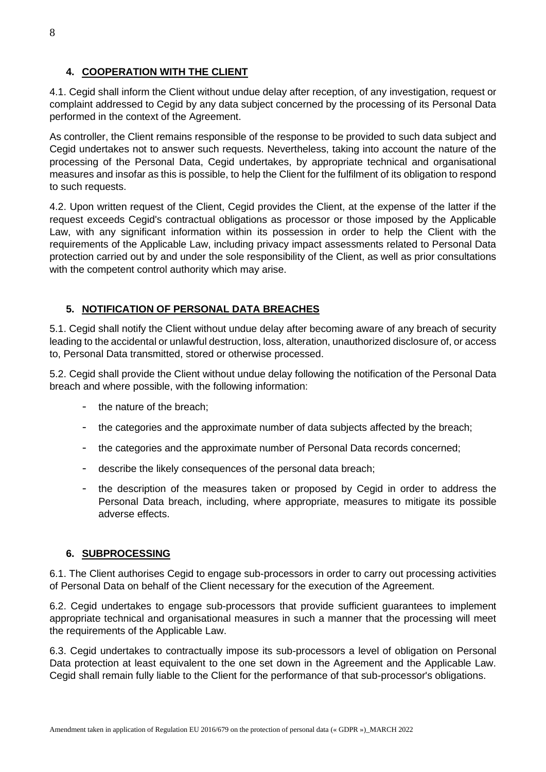## 4. COOPERATION WITH THE CLIENT

4.1. Cegid shall inform the Client without undue delay after reception, of any investigation, request or complaint addressed to Cegid by any data subject concerned by the processing of its Personal Data performed in the context of the Agreement.

As controller, the Client remains responsible of the response to be provided to such data subject and Cegid undertakes not to answer such requests. Nevertheless, taking into account the nature of the processing of the Personal Data, Cegid undertakes, by appropriate technical and organisational measures and insofar as this is possible, to help the Client for the fulfilment of its obligation to respond to such requests.

4.2. Upon written request of the Client, Cegid provides the Client, at the expense of the latter if the request exceeds Cegid's contractual obligations as processor or those imposed by the Applicable Law, with any significant information within its possession in order to help the Client with the requirements of the Applicable Law, including privacy impact assessments related to Personal Data protection carried out by and under the sole responsibility of the Client, as well as prior consultations with the competent control authority which may arise.

## 5. NOTIFICATION OF PERSONAL DATA BREACHES

5.1. Cegid shall notify the Client without undue delay after becoming aware of any breach of security leading to the accidental or unlawful destruction, loss, alteration, unauthorized disclosure of, or access to, Personal Data transmitted, stored or otherwise processed.

5.2. Cegid shall provide the Client without undue delay following the notification of the Personal Data breach and where possible, with the following information:

- the nature of the breach;
- the categories and the approximate number of data subjects affected by the breach;
- the categories and the approximate number of Personal Data records concerned;
- describe the likely consequences of the personal data breach;
- the description of the measures taken or proposed by Cegid in order to address the Personal Data breach, including, where appropriate, measures to mitigate its possible adverse effects.

## 6. SUBPROCESSING

6.1. The Client authorises Cegid to engage sub-processors in order to carry out processing activities of Personal Data on behalf of the Client necessary for the execution of the Agreement.

6.2. Cegid undertakes to engage sub-processors that provide sufficient guarantees to implement appropriate technical and organisational measures in such a manner that the processing will meet the requirements of the Applicable Law.

6.3. Cegid undertakes to contractually impose its sub-processors a level of obligation on Personal Data protection at least equivalent to the one set down in the Agreement and the Applicable Law. Cegid shall remain fully liable to the Client for the performance of that sub-processor's obligations.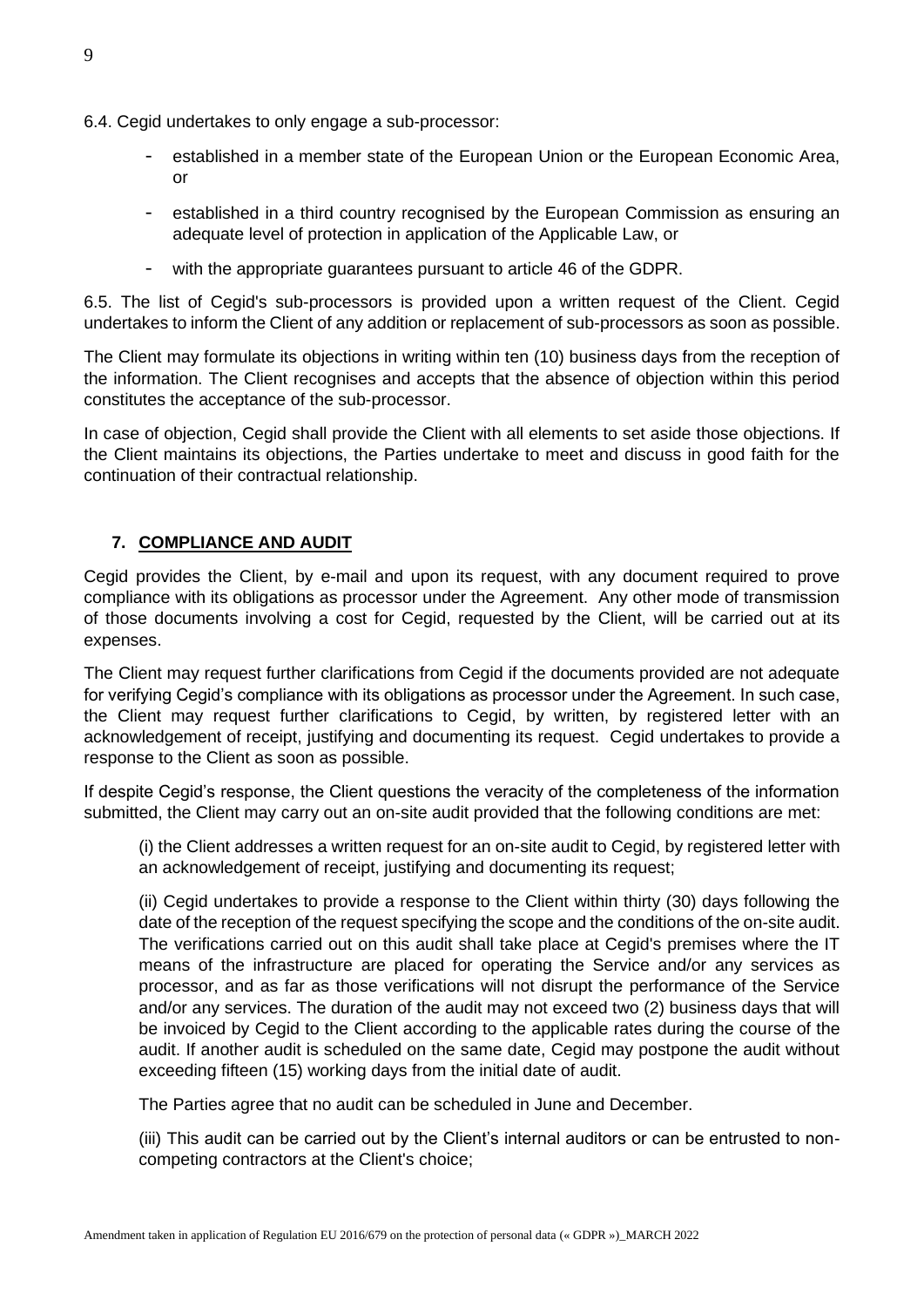6.4. Cegid undertakes to only engage a sub-processor:

- established in a member state of the European Union or the European Economic Area, or
- established in a third country recognised by the European Commission as ensuring an adequate level of protection in application of the Applicable Law, or
- with the appropriate guarantees pursuant to article 46 of the GDPR.

6.5. The list of Cegid's sub-processors is provided upon a written request of the Client. Cegid undertakes to inform the Client of any addition or replacement of sub-processors as soon as possible.

The Client may formulate its objections in writing within ten (10) business days from the reception of the information. The Client recognises and accepts that the absence of objection within this period constitutes the acceptance of the sub-processor.

In case of objection, Cegid shall provide the Client with all elements to set aside those objections. If the Client maintains its objections, the Parties undertake to meet and discuss in good faith for the continuation of their contractual relationship.

## 7. COMPLIANCE AND AUDIT

Cegid provides the Client, by e-mail and upon its request, with any document required to prove compliance with its obligations as processor under the Agreement. Any other mode of transmission of those documents involving a cost for Cegid, requested by the Client, will be carried out at its expenses.

The Client may request further clarifications from Cegid if the documents provided are not adequate for verifying Cegid's compliance with its obligations as processor under the Agreement. In such case, the Client may request further clarifications to Cegid, by written, by registered letter with an acknowledgement of receipt, justifying and documenting its request. Cegid undertakes to provide a response to the Client as soon as possible.

If despite Cegid's response, the Client questions the veracity of the completeness of the information submitted, the Client may carry out an on-site audit provided that the following conditions are met:

(i) the Client addresses a written request for an on-site audit to Cegid, by registered letter with an acknowledgement of receipt, justifying and documenting its request;

(ii) Cegid undertakes to provide a response to the Client within thirty (30) days following the date of the reception of the request specifying the scope and the conditions of the on-site audit. The verifications carried out on this audit shall take place at Cegid's premises where the IT means of the infrastructure are placed for operating the Service and/or any services as processor, and as far as those verifications will not disrupt the performance of the Service and/or any services. The duration of the audit may not exceed two (2) business days that will be invoiced by Cegid to the Client according to the applicable rates during the course of the audit. If another audit is scheduled on the same date, Cegid may postpone the audit without exceeding fifteen (15) working days from the initial date of audit.

The Parties agree that no audit can be scheduled in June and December.

(iii) This audit can be carried out by the Client's internal auditors or can be entrusted to non-competing contractors at the Client's choice;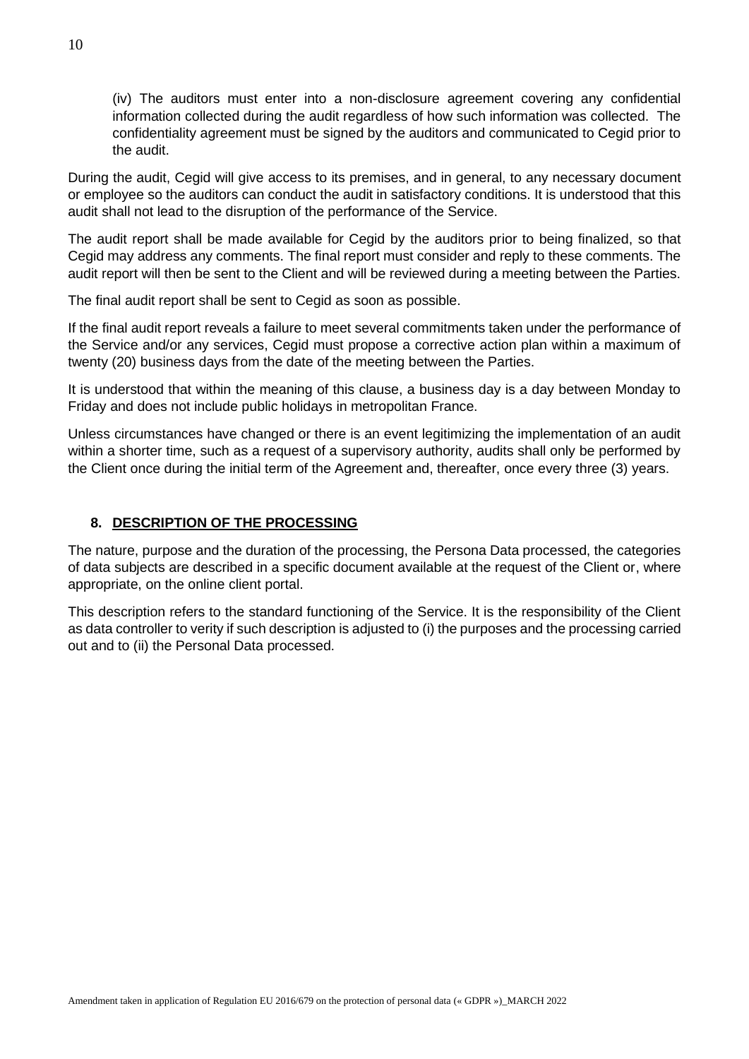(iv) The auditors must enter into a non-disclosure agreement covering any confidential information collected during the audit regardless of how such information was collected. The confidentiality agreement must be signed by the auditors and communicated to Cegid prior to the audit.

During the audit, Cegid will give access to its premises, and in general, to any necessary document or employee so the auditors can conduct the audit in satisfactory conditions. It is understood that this audit shall not lead to the disruption of the performance of the Service.

The audit report shall be made available for Cegid by the auditors prior to being finalized, so that Cegid may address any comments. The final report must consider and reply to these comments. The audit report will then be sent to the Client and will be reviewed during a meeting between the Parties.

The final audit report shall be sent to Cegid as soon as possible.

If the final audit report reveals a failure to meet several commitments taken under the performance of the Service and/or any services, Cegid must propose a corrective action plan within a maximum of twenty (20) business days from the date of the meeting between the Parties.

It is understood that within the meaning of this clause, a business day is a day between Monday to Friday and does not include public holidays in metropolitan France.

Unless circumstances have changed or there is an event legitimizing the implementation of an audit within a shorter time, such as a request of a supervisory authority, audits shall only be performed by the Client once during the initial term of the Agreement and, thereafter, once every three (3) years.

## 8. DESCRIPTION OF THE PROCESSING

The nature, purpose and the duration of the processing, the Persona Data processed, the categories of data subjects are described in a specific document available at the request of the Client or, where appropriate, on the online client portal.

This description refers to the standard functioning of the Service. It is the responsibility of the Client as data controller to verity if such description is adjusted to (i) the purposes and the processing carried out and to (ii) the Personal Data processed.